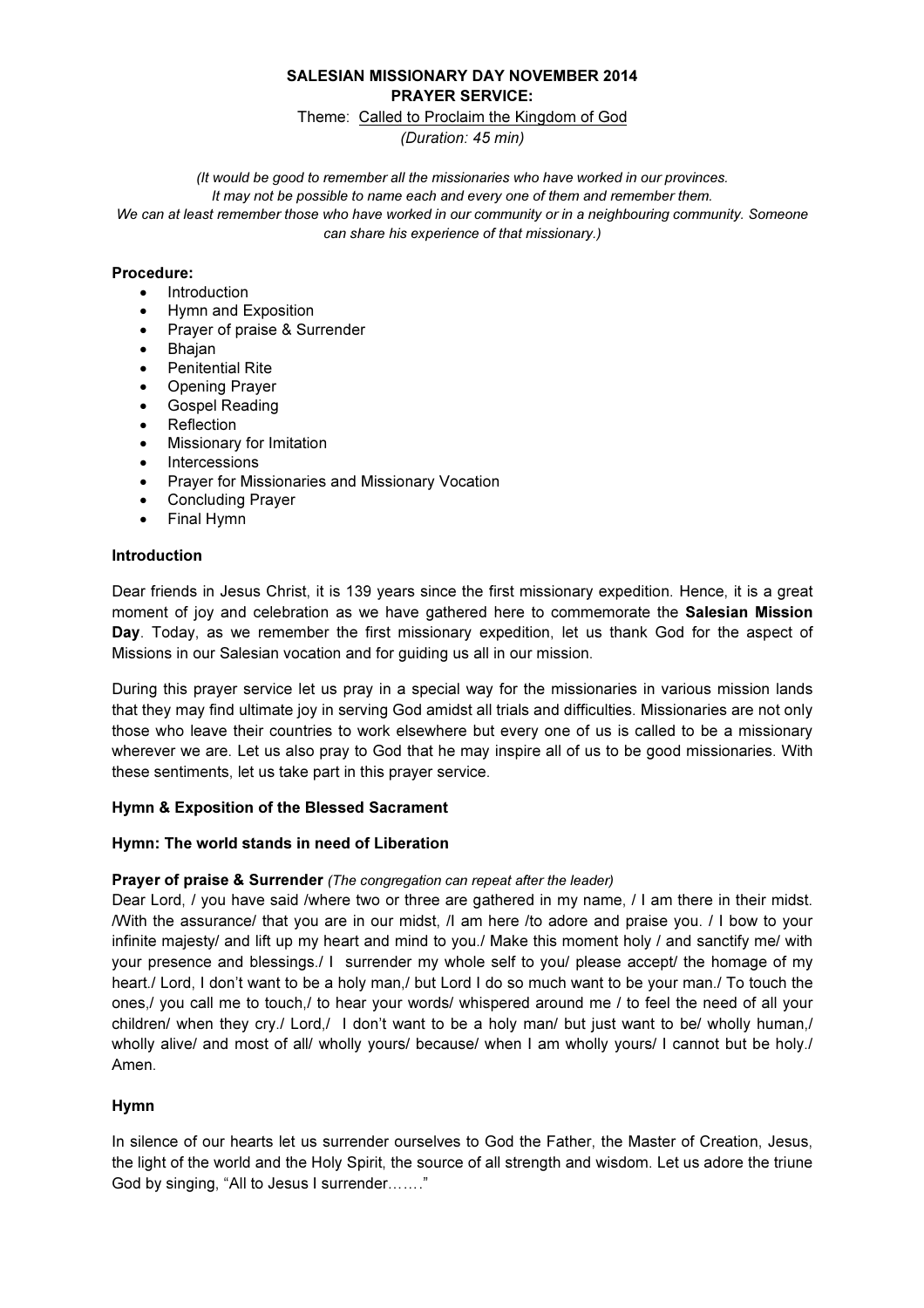**SALESIAN MISSIONARY DAY NOVEMBER 2014**
**PRAYER SERVICE:**

Theme: Called to Proclaim the Kingdom of God

*(Duration: 45 min)*

*(It would be good to remember all the missionaries who have worked in our provinces. It may not be possible to name each and every one of them and remember them. We can at least remember those who have worked in our community or in a neighbouring community. Someone can share his experience of that missionary.)*

**Procedure:**

- Introduction
- Hymn and Exposition
- Prayer of praise & Surrender
- Bhajan
- Penitential Rite
- Opening Prayer
- Gospel Reading
- Reflection
- Missionary for Imitation
- Intercessions
- Prayer for Missionaries and Missionary Vocation
- Concluding Prayer
- Final Hymn

**Introduction**

Dear friends in Jesus Christ, it is 139 years since the first missionary expedition. Hence, it is a great moment of joy and celebration as we have gathered here to commemorate the **Salesian Mission Day**. Today, as we remember the first missionary expedition, let us thank God for the aspect of Missions in our Salesian vocation and for guiding us all in our mission.

During this prayer service let us pray in a special way for the missionaries in various mission lands that they may find ultimate joy in serving God amidst all trials and difficulties. Missionaries are not only those who leave their countries to work elsewhere but every one of us is called to be a missionary wherever we are. Let us also pray to God that he may inspire all of us to be good missionaries. With these sentiments, let us take part in this prayer service.

**Hymn & Exposition of the Blessed Sacrament**

**Hymn: The world stands in need of Liberation**

**Prayer of praise & Surrender** *(The congregation can repeat after the leader)*

Dear Lord, / you have said /where two or three are gathered in my name, / I am there in their midst. /With the assurance/ that you are in our midst, /I am here /to adore and praise you. / I bow to your infinite majesty/ and lift up my heart and mind to you./ Make this moment holy / and sanctify me/ with your presence and blessings./ I surrender my whole self to you/ please accept/ the homage of my heart./ Lord, I don't want to be a holy man,/ but Lord I do so much want to be your man./ To touch the ones,/ you call me to touch,/ to hear your words/ whispered around me / to feel the need of all your children/ when they cry./ Lord,/ I don't want to be a holy man/ but just want to be/ wholly human,/ wholly alive/ and most of all/ wholly yours/ because/ when I am wholly yours/ I cannot but be holy./ Amen.

**Hymn**

In silence of our hearts let us surrender ourselves to God the Father, the Master of Creation, Jesus, the light of the world and the Holy Spirit, the source of all strength and wisdom. Let us adore the triune God by singing, "All to Jesus I surrender……"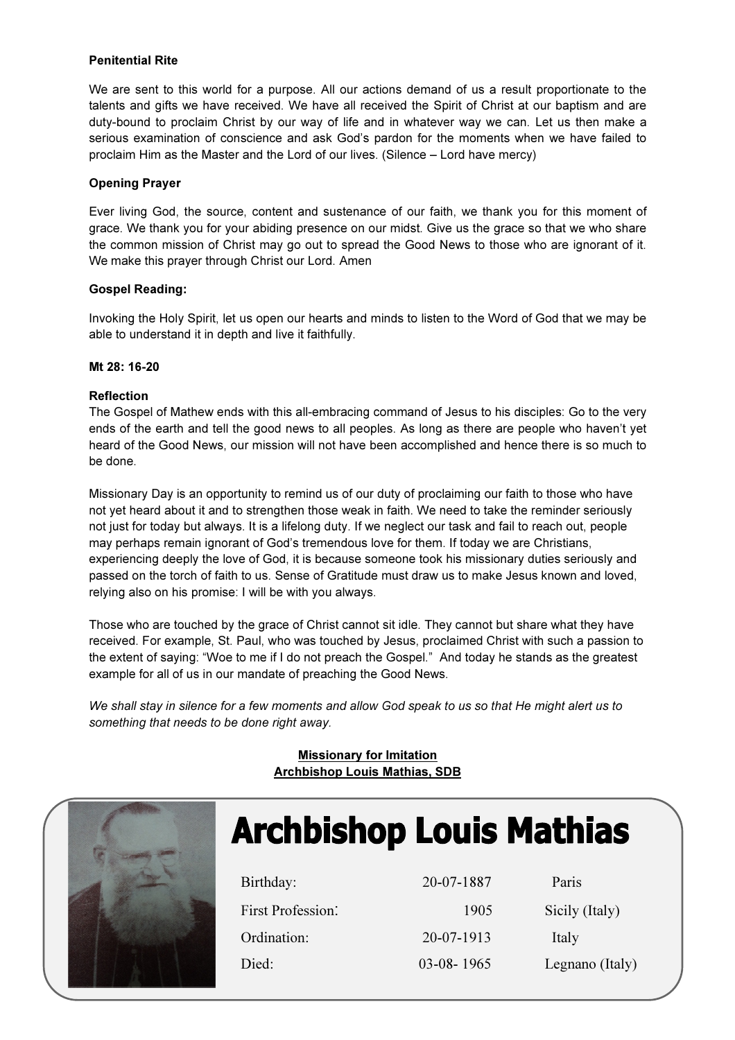**Penitential Rite**

We are sent to this world for a purpose. All our actions demand of us a result proportionate to the talents and gifts we have received. We have all received the Spirit of Christ at our baptism and are duty-bound to proclaim Christ by our way of life and in whatever way we can. Let us then make a serious examination of conscience and ask God's pardon for the moments when we have failed to proclaim Him as the Master and the Lord of our lives. (Silence – Lord have mercy)

**Opening Prayer**

Ever living God, the source, content and sustenance of our faith, we thank you for this moment of grace. We thank you for your abiding presence on our midst. Give us the grace so that we who share the common mission of Christ may go out to spread the Good News to those who are ignorant of it. We make this prayer through Christ our Lord. Amen

**Gospel Reading:**

Invoking the Holy Spirit, let us open our hearts and minds to listen to the Word of God that we may be able to understand it in depth and live it faithfully.

**Mt 28: 16-20**

**Reflection**

The Gospel of Mathew ends with this all-embracing command of Jesus to his disciples: Go to the very ends of the earth and tell the good news to all peoples. As long as there are people who haven't yet heard of the Good News, our mission will not have been accomplished and hence there is so much to be done.

Missionary Day is an opportunity to remind us of our duty of proclaiming our faith to those who have not yet heard about it and to strengthen those weak in faith. We need to take the reminder seriously not just for today but always. It is a lifelong duty. If we neglect our task and fail to reach out, people may perhaps remain ignorant of God's tremendous love for them. If today we are Christians, experiencing deeply the love of God, it is because someone took his missionary duties seriously and passed on the torch of faith to us. Sense of Gratitude must draw us to make Jesus known and loved, relying also on his promise: I will be with you always.

Those who are touched by the grace of Christ cannot sit idle. They cannot but share what they have received. For example, St. Paul, who was touched by Jesus, proclaimed Christ with such a passion to the extent of saying: "Woe to me if I do not preach the Gospel." And today he stands as the greatest example for all of us in our mandate of preaching the Good News.

*We shall stay in silence for a few moments and allow God speak to us so that He might alert us to something that needs to be done right away.*

**Missionary for Imitation**
**Archbishop Louis Mathias, SDB**

# Archbishop Louis Mathias

| | | |
|---|---|---|
| Birthday: | 20-07-1887 | Paris |
| First Profession: | 1905 | Sicily (Italy) |
| Ordination: | 20-07-1913 | Italy |
| Died: | 03-08- 1965 | Legnano (Italy) |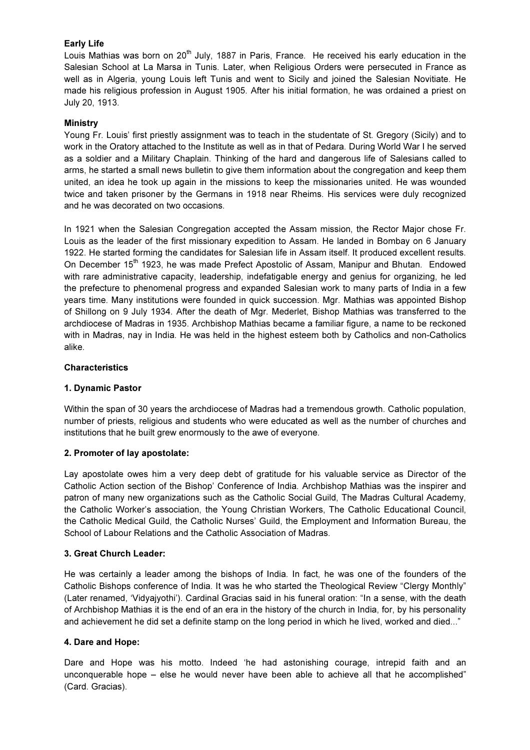**Early Life**

Louis Mathias was born on 20th July, 1887 in Paris, France. He received his early education in the Salesian School at La Marsa in Tunis. Later, when Religious Orders were persecuted in France as well as in Algeria, young Louis left Tunis and went to Sicily and joined the Salesian Novitiate. He made his religious profession in August 1905. After his initial formation, he was ordained a priest on July 20, 1913.

**Ministry**

Young Fr. Louis' first priestly assignment was to teach in the studentate of St. Gregory (Sicily) and to work in the Oratory attached to the Institute as well as in that of Pedara. During World War I he served as a soldier and a Military Chaplain. Thinking of the hard and dangerous life of Salesians called to arms, he started a small news bulletin to give them information about the congregation and keep them united, an idea he took up again in the missions to keep the missionaries united. He was wounded twice and taken prisoner by the Germans in 1918 near Rheims. His services were duly recognized and he was decorated on two occasions.

In 1921 when the Salesian Congregation accepted the Assam mission, the Rector Major chose Fr. Louis as the leader of the first missionary expedition to Assam. He landed in Bombay on 6 January 1922. He started forming the candidates for Salesian life in Assam itself. It produced excellent results. On December 15th 1923, he was made Prefect Apostolic of Assam, Manipur and Bhutan. Endowed with rare administrative capacity, leadership, indefatigable energy and genius for organizing, he led the prefecture to phenomenal progress and expanded Salesian work to many parts of India in a few years time. Many institutions were founded in quick succession. Mgr. Mathias was appointed Bishop of Shillong on 9 July 1934. After the death of Mgr. Mederlet, Bishop Mathias was transferred to the archdiocese of Madras in 1935. Archbishop Mathias became a familiar figure, a name to be reckoned with in Madras, nay in India. He was held in the highest esteem both by Catholics and non-Catholics alike.

**Characteristics**

**1. Dynamic Pastor**

Within the span of 30 years the archdiocese of Madras had a tremendous growth. Catholic population, number of priests, religious and students who were educated as well as the number of churches and institutions that he built grew enormously to the awe of everyone.

**2. Promoter of lay apostolate:**

Lay apostolate owes him a very deep debt of gratitude for his valuable service as Director of the Catholic Action section of the Bishop' Conference of India. Archbishop Mathias was the inspirer and patron of many new organizations such as the Catholic Social Guild, The Madras Cultural Academy, the Catholic Worker's association, the Young Christian Workers, The Catholic Educational Council, the Catholic Medical Guild, the Catholic Nurses' Guild, the Employment and Information Bureau, the School of Labour Relations and the Catholic Association of Madras.

**3. Great Church Leader:**

He was certainly a leader among the bishops of India. In fact, he was one of the founders of the Catholic Bishops conference of India. It was he who started the Theological Review "Clergy Monthly" (Later renamed, 'Vidyajyothi'). Cardinal Gracias said in his funeral oration: "In a sense, with the death of Archbishop Mathias it is the end of an era in the history of the church in India, for, by his personality and achievement he did set a definite stamp on the long period in which he lived, worked and died..."

**4. Dare and Hope:**

Dare and Hope was his motto. Indeed 'he had astonishing courage, intrepid faith and an unconquerable hope – else he would never have been able to achieve all that he accomplished" (Card. Gracias).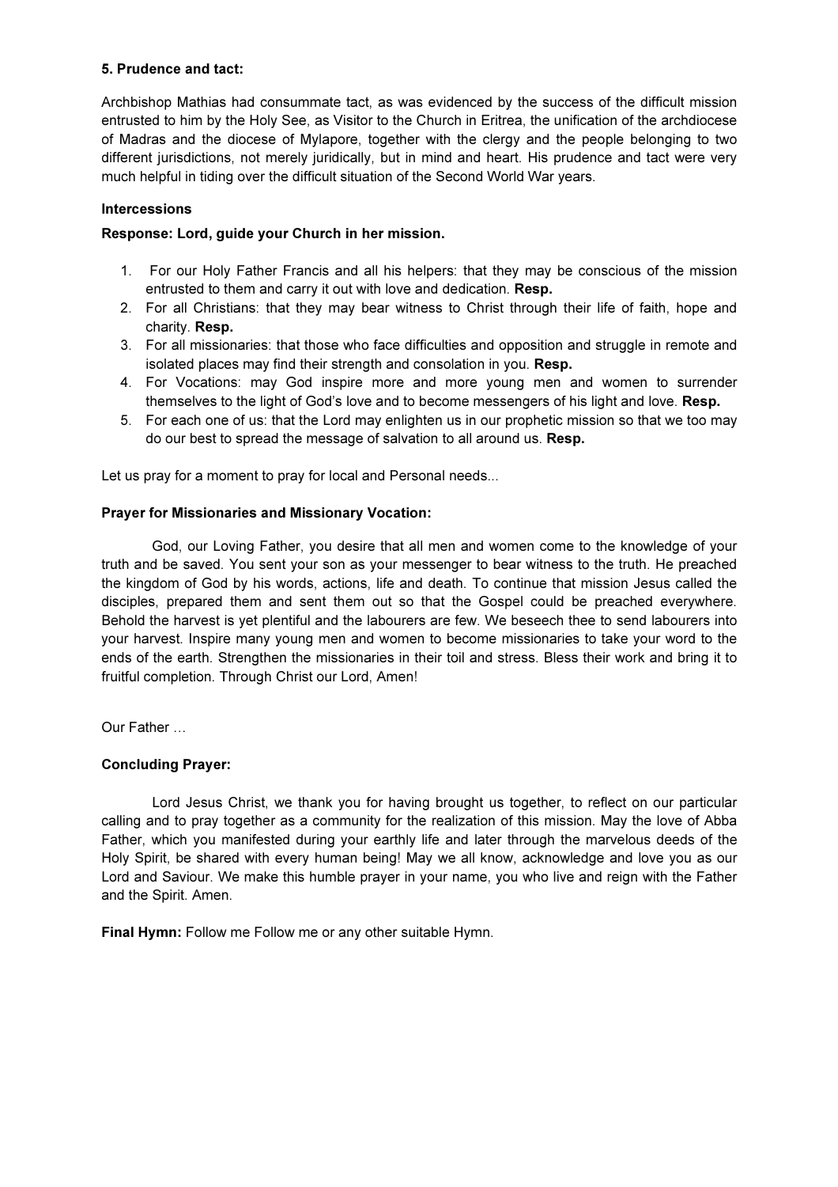**5. Prudence and tact:**

Archbishop Mathias had consummate tact, as was evidenced by the success of the difficult mission entrusted to him by the Holy See, as Visitor to the Church in Eritrea, the unification of the archdiocese of Madras and the diocese of Mylapore, together with the clergy and the people belonging to two different jurisdictions, not merely juridically, but in mind and heart. His prudence and tact were very much helpful in tiding over the difficult situation of the Second World War years.

**Intercessions**

**Response: Lord, guide your Church in her mission.**

1. For our Holy Father Francis and all his helpers: that they may be conscious of the mission entrusted to them and carry it out with love and dedication. **Resp.**
2. For all Christians: that they may bear witness to Christ through their life of faith, hope and charity. **Resp.**
3. For all missionaries: that those who face difficulties and opposition and struggle in remote and isolated places may find their strength and consolation in you. **Resp.**
4. For Vocations: may God inspire more and more young men and women to surrender themselves to the light of God's love and to become messengers of his light and love. **Resp.**
5. For each one of us: that the Lord may enlighten us in our prophetic mission so that we too may do our best to spread the message of salvation to all around us. **Resp.**

Let us pray for a moment to pray for local and Personal needs...

**Prayer for Missionaries and Missionary Vocation:**

God, our Loving Father, you desire that all men and women come to the knowledge of your truth and be saved. You sent your son as your messenger to bear witness to the truth. He preached the kingdom of God by his words, actions, life and death. To continue that mission Jesus called the disciples, prepared them and sent them out so that the Gospel could be preached everywhere. Behold the harvest is yet plentiful and the labourers are few. We beseech thee to send labourers into your harvest. Inspire many young men and women to become missionaries to take your word to the ends of the earth. Strengthen the missionaries in their toil and stress. Bless their work and bring it to fruitful completion. Through Christ our Lord, Amen!

Our Father …

**Concluding Prayer:**

Lord Jesus Christ, we thank you for having brought us together, to reflect on our particular calling and to pray together as a community for the realization of this mission. May the love of Abba Father, which you manifested during your earthly life and later through the marvelous deeds of the Holy Spirit, be shared with every human being! May we all know, acknowledge and love you as our Lord and Saviour. We make this humble prayer in your name, you who live and reign with the Father and the Spirit. Amen.

**Final Hymn:** Follow me Follow me or any other suitable Hymn.